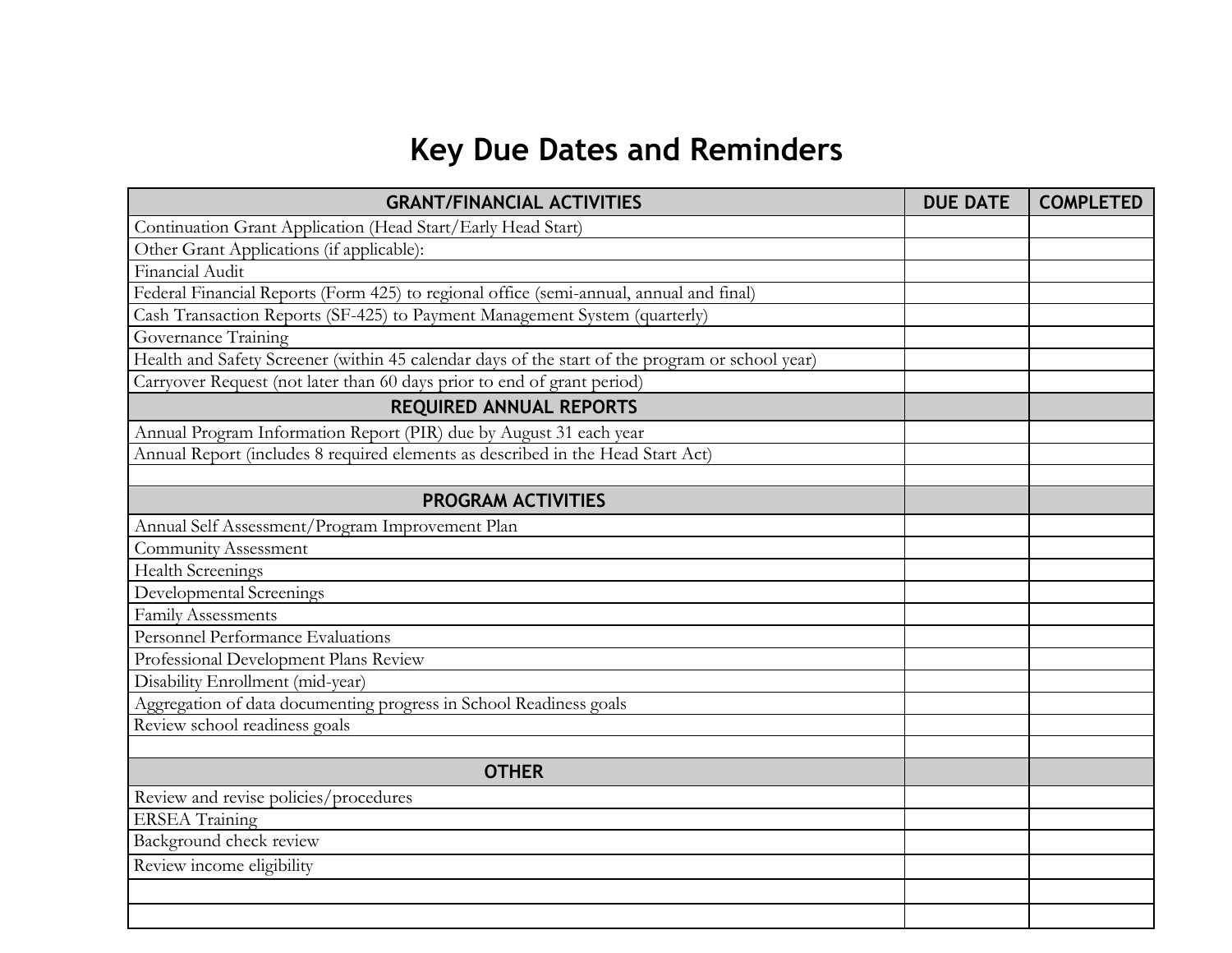# Key Due Dates and Reminders

| GRANT/FINANCIAL ACTIVITIES | DUE DATE | COMPLETED |
|---|---|---|
| Continuation Grant Application (Head Start/Early Head Start) | | |
| Other Grant Applications (if applicable): | | |
| Financial Audit | | |
| Federal Financial Reports (Form 425) to regional office (semi-annual, annual and final) | | |
| Cash Transaction Reports (SF-425) to Payment Management System (quarterly) | | |
| Governance Training | | |
| Health and Safety Screener (within 45 calendar days of the start of the program or school year) | | |
| Carryover Request (not later than 60 days prior to end of grant period) | | |
| **REQUIRED ANNUAL REPORTS** | | |
| Annual Program Information Report (PIR) due by August 31 each year | | |
| Annual Report (includes 8 required elements as described in the Head Start Act) | | |
| | | |
| **PROGRAM ACTIVITIES** | | |
| Annual Self Assessment/Program Improvement Plan | | |
| Community Assessment | | |
| Health Screenings | | |
| Developmental Screenings | | |
| Family Assessments | | |
| Personnel Performance Evaluations | | |
| Professional Development Plans Review | | |
| Disability Enrollment (mid-year) | | |
| Aggregation of data documenting progress in School Readiness goals | | |
| Review school readiness goals | | |
| | | |
| **OTHER** | | |
| Review and revise policies/procedures | | |
| ERSEA Training | | |
| Background check review | | |
| Review income eligibility | | |
| | | |
| | | |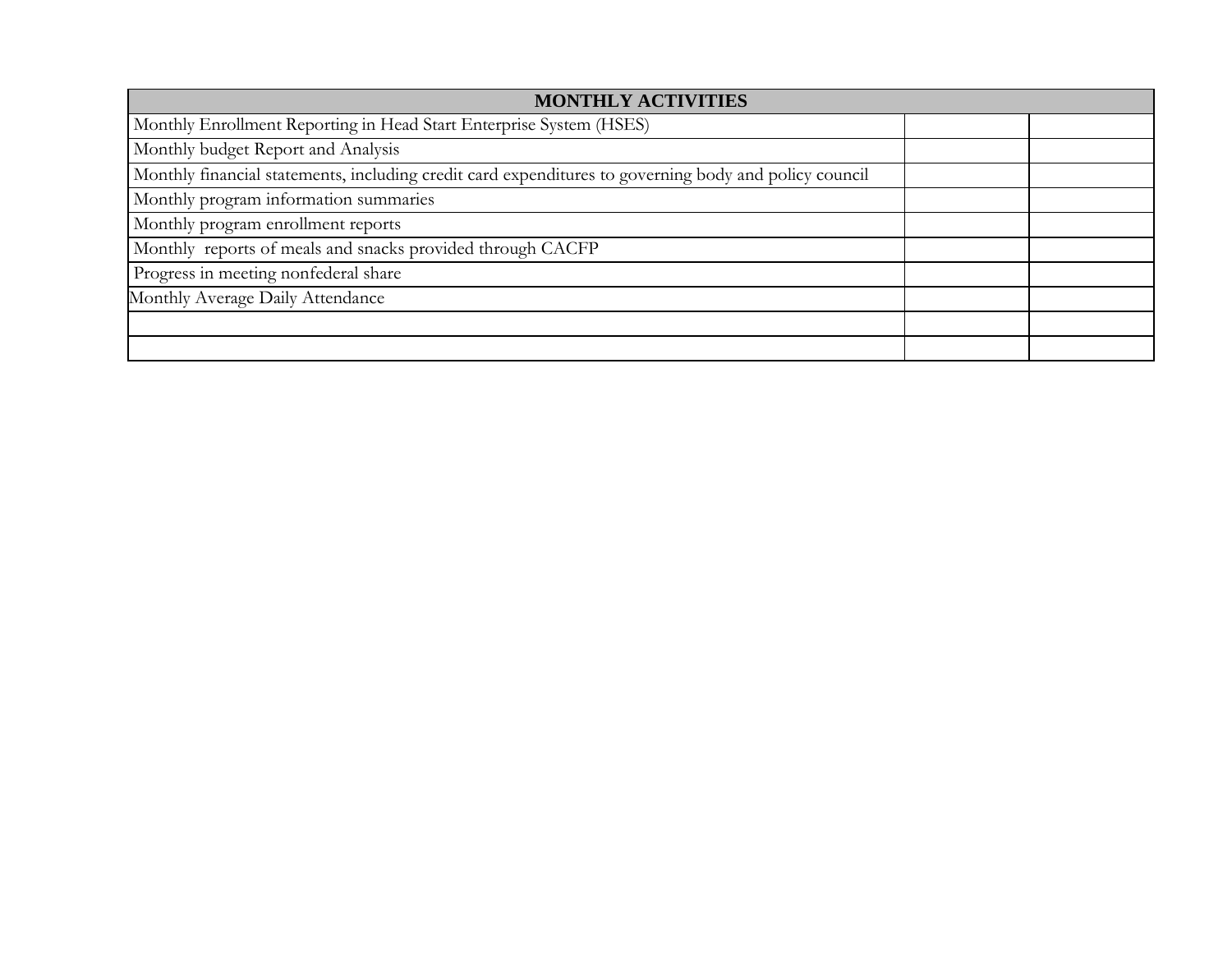| MONTHLY ACTIVITIES | | |
|---|---|---|
| Monthly Enrollment Reporting in Head Start Enterprise System (HSES) | | |
| Monthly budget Report and Analysis | | |
| Monthly financial statements, including credit card expenditures to governing body and policy council | | |
| Monthly program information summaries | | |
| Monthly program enrollment reports | | |
| Monthly reports of meals and snacks provided through CACFP | | |
| Progress in meeting nonfederal share | | |
| Monthly Average Daily Attendance | | |
| | | |
| | | |